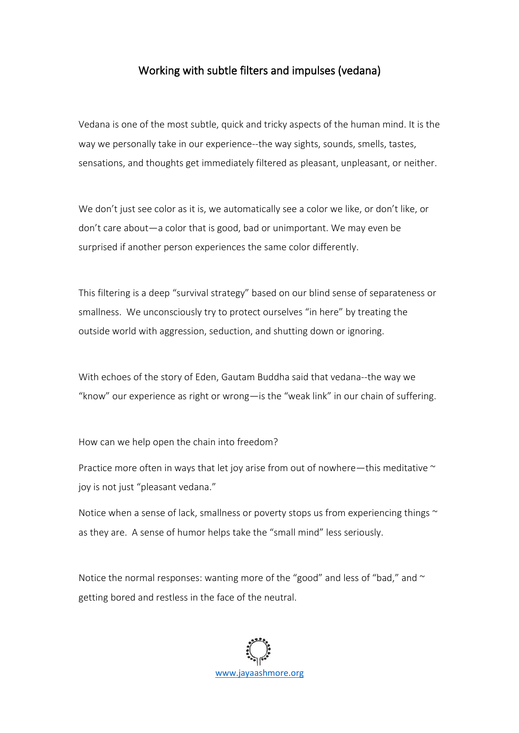# Working with subtle filters and impulses (vedana)

Vedana is one of the most subtle, quick and tricky aspects of the human mind. It is the way we personally take in our experience--the way sights, sounds, smells, tastes, sensations, and thoughts get immediately filtered as pleasant, unpleasant, or neither.

We don't just see color as it is, we automatically see a color we like, or don't like, or don't care about—a color that is good, bad or unimportant. We may even be surprised if another person experiences the same color differently.

This filtering is a deep "survival strategy" based on our blind sense of separateness or smallness. We unconsciously try to protect ourselves "in here" by treating the outside world with aggression, seduction, and shutting down or ignoring.

With echoes of the story of Eden, Gautam Buddha said that vedana--the way we "know" our experience as right or wrong—is the "weak link" in our chain of suffering.

How can we help open the chain into freedom?

Practice more often in ways that let joy arise from out of nowhere—this meditative ~ joy is not just "pleasant vedana."

Notice when a sense of lack, smallness or poverty stops us from experiencing things ~ as they are. A sense of humor helps take the "small mind" less seriously.

Notice the normal responses: wanting more of the "good" and less of "bad," and ~ getting bored and restless in the face of the neutral.

www.jayaashmore.org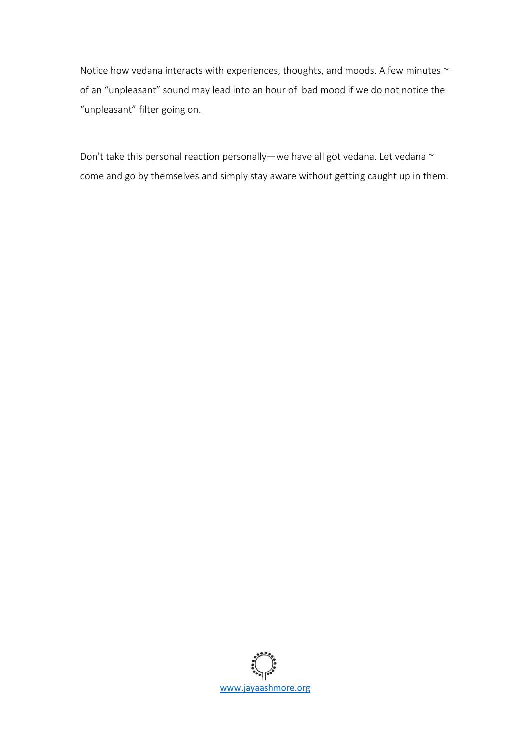Notice how vedana interacts with experiences, thoughts, and moods. A few minutes ~ of an "unpleasant" sound may lead into an hour of bad mood if we do not notice the "unpleasant" filter going on.

Don't take this personal reaction personally—we have all got vedana. Let vedana ~ come and go by themselves and simply stay aware without getting caught up in them.